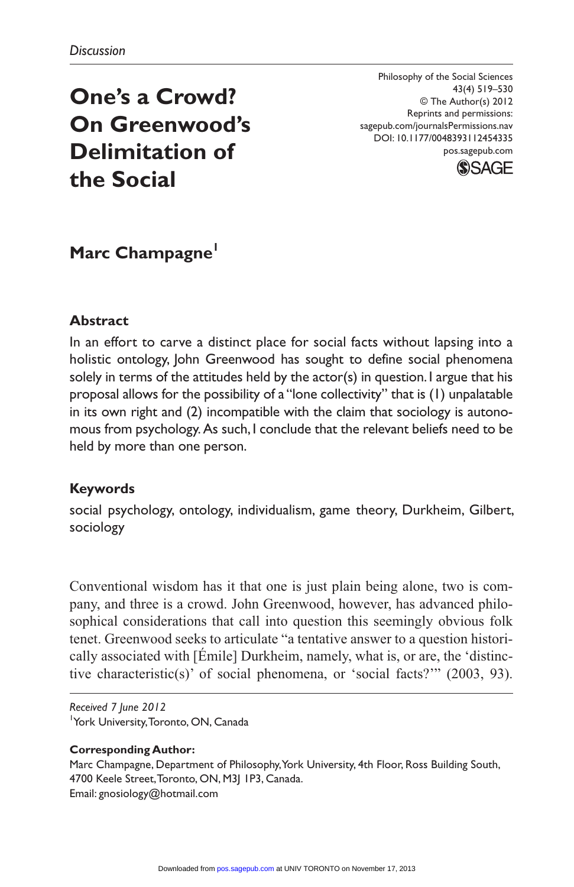*Discussion*

# One's a Crowd? On Greenwood's Delimitation of the Social

Philosophy of the Social Sciences
43(4) 519–530
© The Author(s) 2012
Reprints and permissions:
sagepub.com/journalsPermissions.nav
DOI: 10.1177/0048393112454335
pos.sagepub.com

## Marc Champagne[1]

### Abstract

In an effort to carve a distinct place for social facts without lapsing into a holistic ontology, John Greenwood has sought to define social phenomena solely in terms of the attitudes held by the actor(s) in question. I argue that his proposal allows for the possibility of a "lone collectivity" that is (1) unpalatable in its own right and (2) incompatible with the claim that sociology is autonomous from psychology. As such, I conclude that the relevant beliefs need to be held by more than one person.

### Keywords

social psychology, ontology, individualism, game theory, Durkheim, Gilbert, sociology

Conventional wisdom has it that one is just plain being alone, two is company, and three is a crowd. John Greenwood, however, has advanced philosophical considerations that call into question this seemingly obvious folk tenet. Greenwood seeks to articulate "a tentative answer to a question historically associated with [Émile] Durkheim, namely, what is, or are, the 'distinctive characteristic(s)' of social phenomena, or 'social facts?'" (2003, 93).

---

*Received 7 June 2012*
[1]York University, Toronto, ON, Canada

**Corresponding Author:**
Marc Champagne, Department of Philosophy, York University, 4th Floor, Ross Building South, 4700 Keele Street, Toronto, ON, M3J 1P3, Canada.
Email: gnosiology@hotmail.com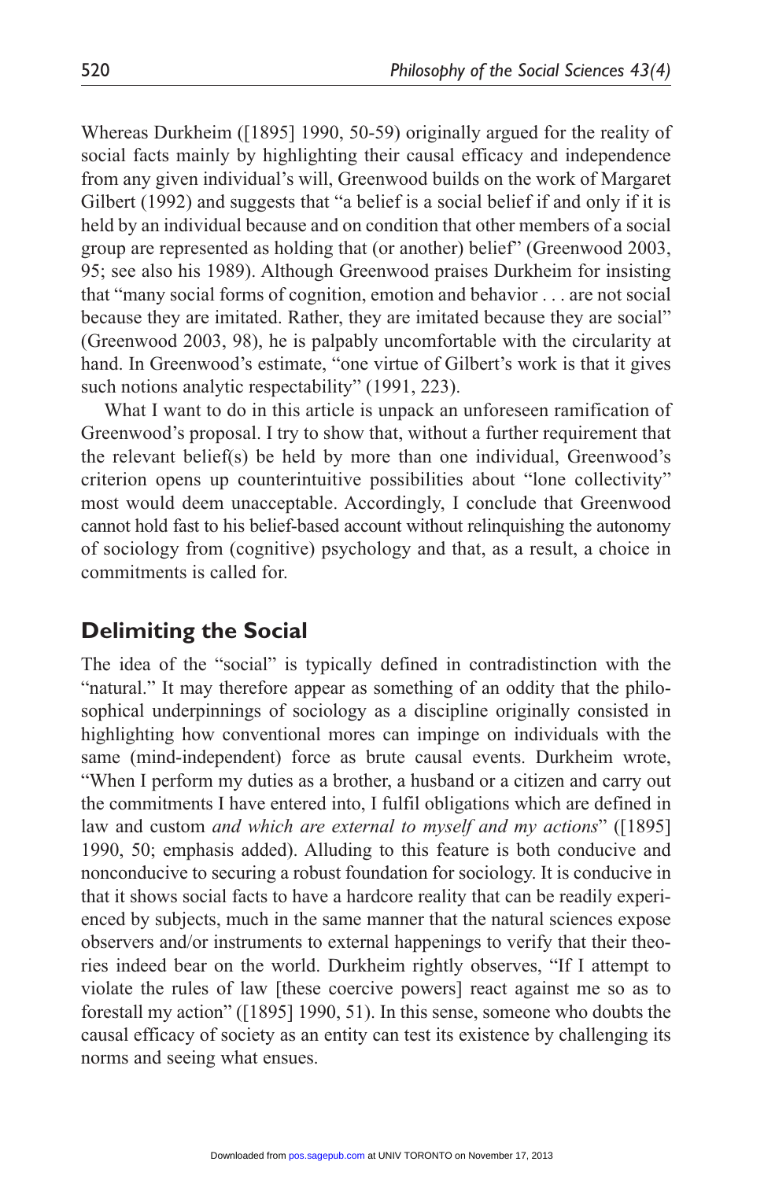Whereas Durkheim ([1895] 1990, 50-59) originally argued for the reality of social facts mainly by highlighting their causal efficacy and independence from any given individual's will, Greenwood builds on the work of Margaret Gilbert (1992) and suggests that "a belief is a social belief if and only if it is held by an individual because and on condition that other members of a social group are represented as holding that (or another) belief" (Greenwood 2003, 95; see also his 1989). Although Greenwood praises Durkheim for insisting that "many social forms of cognition, emotion and behavior . . . are not social because they are imitated. Rather, they are imitated because they are social" (Greenwood 2003, 98), he is palpably uncomfortable with the circularity at hand. In Greenwood's estimate, "one virtue of Gilbert's work is that it gives such notions analytic respectability" (1991, 223).

What I want to do in this article is unpack an unforeseen ramification of Greenwood's proposal. I try to show that, without a further requirement that the relevant belief(s) be held by more than one individual, Greenwood's criterion opens up counterintuitive possibilities about "lone collectivity" most would deem unacceptable. Accordingly, I conclude that Greenwood cannot hold fast to his belief-based account without relinquishing the autonomy of sociology from (cognitive) psychology and that, as a result, a choice in commitments is called for.

## Delimiting the Social

The idea of the "social" is typically defined in contradistinction with the "natural." It may therefore appear as something of an oddity that the philosophical underpinnings of sociology as a discipline originally consisted in highlighting how conventional mores can impinge on individuals with the same (mind-independent) force as brute causal events. Durkheim wrote, "When I perform my duties as a brother, a husband or a citizen and carry out the commitments I have entered into, I fulfil obligations which are defined in law and custom *and which are external to myself and my actions*" ([1895] 1990, 50; emphasis added). Alluding to this feature is both conducive and nonconducive to securing a robust foundation for sociology. It is conducive in that it shows social facts to have a hardcore reality that can be readily experienced by subjects, much in the same manner that the natural sciences expose observers and/or instruments to external happenings to verify that their theories indeed bear on the world. Durkheim rightly observes, "If I attempt to violate the rules of law [these coercive powers] react against me so as to forestall my action" ([1895] 1990, 51). In this sense, someone who doubts the causal efficacy of society as an entity can test its existence by challenging its norms and seeing what ensues.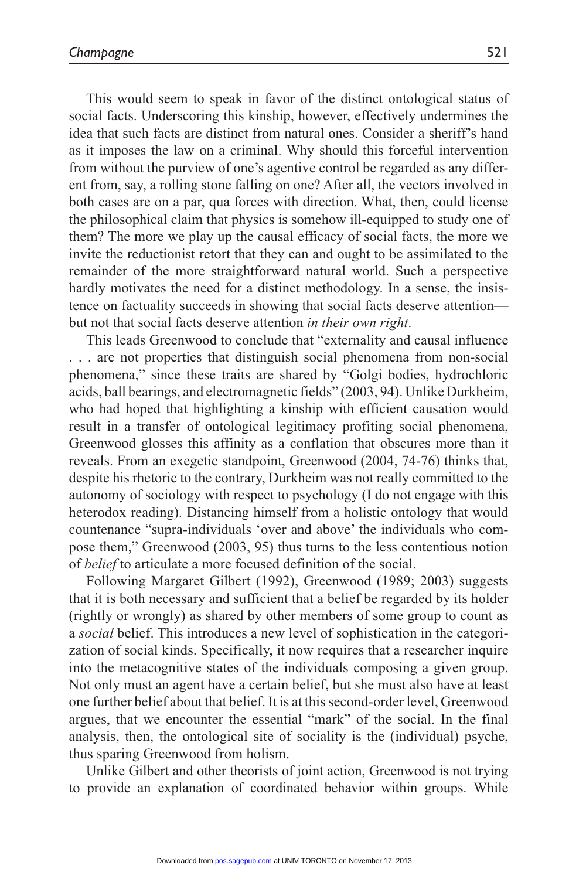This would seem to speak in favor of the distinct ontological status of social facts. Underscoring this kinship, however, effectively undermines the idea that such facts are distinct from natural ones. Consider a sheriff's hand as it imposes the law on a criminal. Why should this forceful intervention from without the purview of one's agentive control be regarded as any different from, say, a rolling stone falling on one? After all, the vectors involved in both cases are on a par, qua forces with direction. What, then, could license the philosophical claim that physics is somehow ill-equipped to study one of them? The more we play up the causal efficacy of social facts, the more we invite the reductionist retort that they can and ought to be assimilated to the remainder of the more straightforward natural world. Such a perspective hardly motivates the need for a distinct methodology. In a sense, the insistence on factuality succeeds in showing that social facts deserve attention—but not that social facts deserve attention *in their own right*.

This leads Greenwood to conclude that "externality and causal influence . . . are not properties that distinguish social phenomena from non-social phenomena," since these traits are shared by "Golgi bodies, hydrochloric acids, ball bearings, and electromagnetic fields" (2003, 94). Unlike Durkheim, who had hoped that highlighting a kinship with efficient causation would result in a transfer of ontological legitimacy profiting social phenomena, Greenwood glosses this affinity as a conflation that obscures more than it reveals. From an exegetic standpoint, Greenwood (2004, 74-76) thinks that, despite his rhetoric to the contrary, Durkheim was not really committed to the autonomy of sociology with respect to psychology (I do not engage with this heterodox reading). Distancing himself from a holistic ontology that would countenance "supra-individuals 'over and above' the individuals who compose them," Greenwood (2003, 95) thus turns to the less contentious notion of *belief* to articulate a more focused definition of the social.

Following Margaret Gilbert (1992), Greenwood (1989; 2003) suggests that it is both necessary and sufficient that a belief be regarded by its holder (rightly or wrongly) as shared by other members of some group to count as a *social* belief. This introduces a new level of sophistication in the categorization of social kinds. Specifically, it now requires that a researcher inquire into the metacognitive states of the individuals composing a given group. Not only must an agent have a certain belief, but she must also have at least one further belief about that belief. It is at this second-order level, Greenwood argues, that we encounter the essential "mark" of the social. In the final analysis, then, the ontological site of sociality is the (individual) psyche, thus sparing Greenwood from holism.

Unlike Gilbert and other theorists of joint action, Greenwood is not trying to provide an explanation of coordinated behavior within groups. While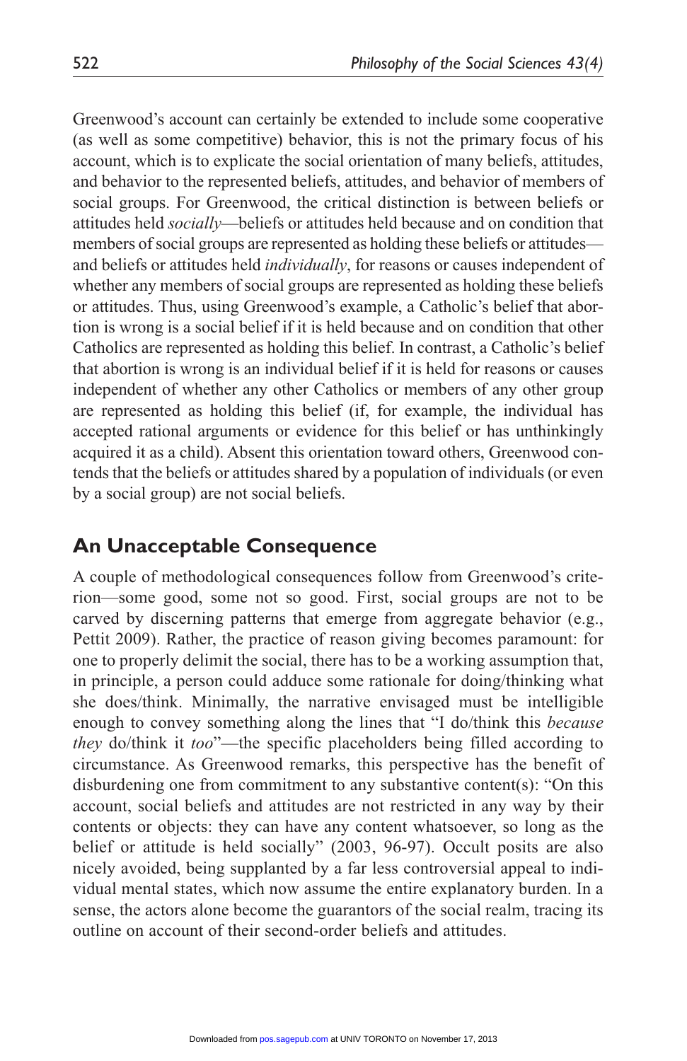Greenwood's account can certainly be extended to include some cooperative (as well as some competitive) behavior, this is not the primary focus of his account, which is to explicate the social orientation of many beliefs, attitudes, and behavior to the represented beliefs, attitudes, and behavior of members of social groups. For Greenwood, the critical distinction is between beliefs or attitudes held *socially*—beliefs or attitudes held because and on condition that members of social groups are represented as holding these beliefs or attitudes—and beliefs or attitudes held *individually*, for reasons or causes independent of whether any members of social groups are represented as holding these beliefs or attitudes. Thus, using Greenwood's example, a Catholic's belief that abortion is wrong is a social belief if it is held because and on condition that other Catholics are represented as holding this belief. In contrast, a Catholic's belief that abortion is wrong is an individual belief if it is held for reasons or causes independent of whether any other Catholics or members of any other group are represented as holding this belief (if, for example, the individual has accepted rational arguments or evidence for this belief or has unthinkingly acquired it as a child). Absent this orientation toward others, Greenwood contends that the beliefs or attitudes shared by a population of individuals (or even by a social group) are not social beliefs.

## An Unacceptable Consequence

A couple of methodological consequences follow from Greenwood's criterion—some good, some not so good. First, social groups are not to be carved by discerning patterns that emerge from aggregate behavior (e.g., Pettit 2009). Rather, the practice of reason giving becomes paramount: for one to properly delimit the social, there has to be a working assumption that, in principle, a person could adduce some rationale for doing/thinking what she does/think. Minimally, the narrative envisaged must be intelligible enough to convey something along the lines that "I do/think this *because they* do/think it *too*"—the specific placeholders being filled according to circumstance. As Greenwood remarks, this perspective has the benefit of disburdening one from commitment to any substantive content(s): "On this account, social beliefs and attitudes are not restricted in any way by their contents or objects: they can have any content whatsoever, so long as the belief or attitude is held socially" (2003, 96-97). Occult posits are also nicely avoided, being supplanted by a far less controversial appeal to individual mental states, which now assume the entire explanatory burden. In a sense, the actors alone become the guarantors of the social realm, tracing its outline on account of their second-order beliefs and attitudes.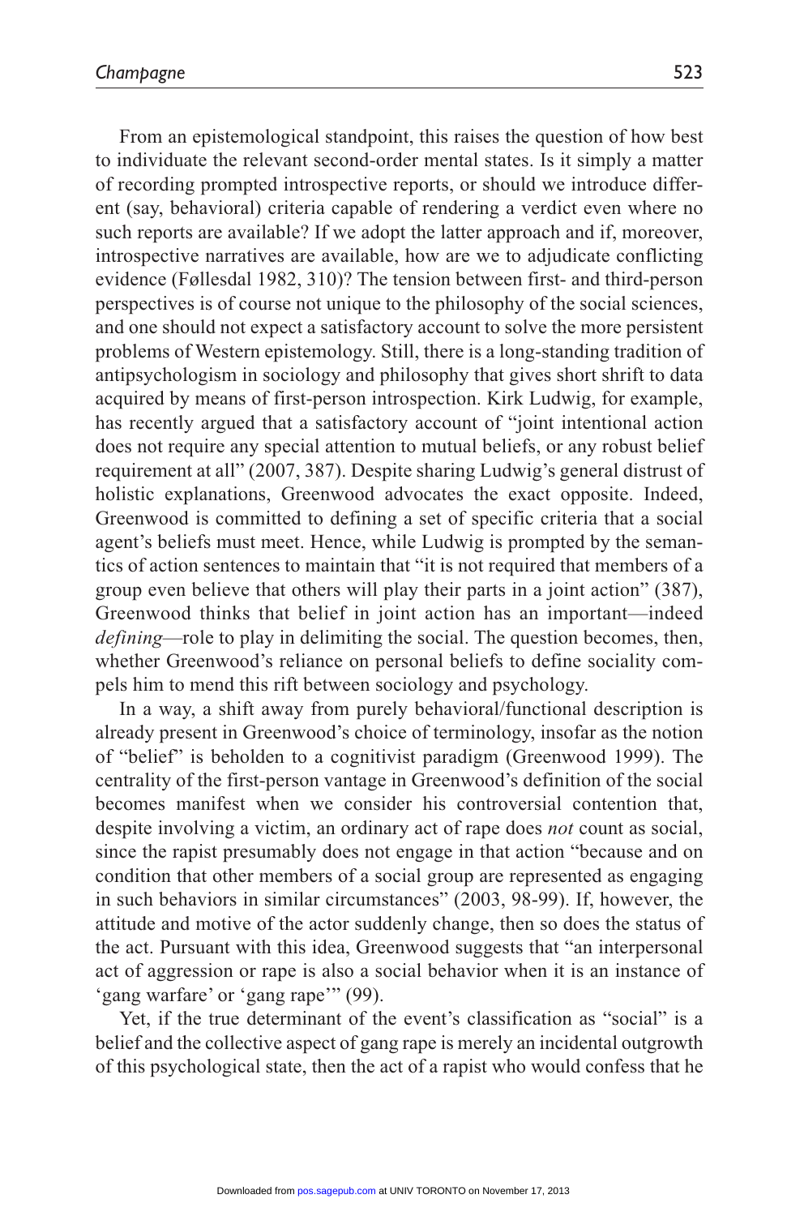From an epistemological standpoint, this raises the question of how best to individuate the relevant second-order mental states. Is it simply a matter of recording prompted introspective reports, or should we introduce different (say, behavioral) criteria capable of rendering a verdict even where no such reports are available? If we adopt the latter approach and if, moreover, introspective narratives are available, how are we to adjudicate conflicting evidence (Føllesdal 1982, 310)? The tension between first- and third-person perspectives is of course not unique to the philosophy of the social sciences, and one should not expect a satisfactory account to solve the more persistent problems of Western epistemology. Still, there is a long-standing tradition of antipsychologism in sociology and philosophy that gives short shrift to data acquired by means of first-person introspection. Kirk Ludwig, for example, has recently argued that a satisfactory account of "joint intentional action does not require any special attention to mutual beliefs, or any robust belief requirement at all" (2007, 387). Despite sharing Ludwig's general distrust of holistic explanations, Greenwood advocates the exact opposite. Indeed, Greenwood is committed to defining a set of specific criteria that a social agent's beliefs must meet. Hence, while Ludwig is prompted by the semantics of action sentences to maintain that "it is not required that members of a group even believe that others will play their parts in a joint action" (387), Greenwood thinks that belief in joint action has an important—indeed *defining*—role to play in delimiting the social. The question becomes, then, whether Greenwood's reliance on personal beliefs to define sociality compels him to mend this rift between sociology and psychology.

In a way, a shift away from purely behavioral/functional description is already present in Greenwood's choice of terminology, insofar as the notion of "belief" is beholden to a cognitivist paradigm (Greenwood 1999). The centrality of the first-person vantage in Greenwood's definition of the social becomes manifest when we consider his controversial contention that, despite involving a victim, an ordinary act of rape does *not* count as social, since the rapist presumably does not engage in that action "because and on condition that other members of a social group are represented as engaging in such behaviors in similar circumstances" (2003, 98-99). If, however, the attitude and motive of the actor suddenly change, then so does the status of the act. Pursuant with this idea, Greenwood suggests that "an interpersonal act of aggression or rape is also a social behavior when it is an instance of 'gang warfare' or 'gang rape'" (99).

Yet, if the true determinant of the event's classification as "social" is a belief and the collective aspect of gang rape is merely an incidental outgrowth of this psychological state, then the act of a rapist who would confess that he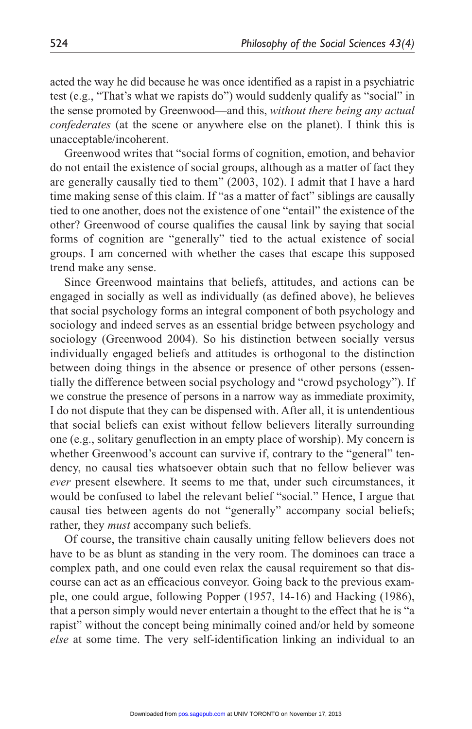acted the way he did because he was once identified as a rapist in a psychiatric test (e.g., "That's what we rapists do") would suddenly qualify as "social" in the sense promoted by Greenwood—and this, *without there being any actual confederates* (at the scene or anywhere else on the planet). I think this is unacceptable/incoherent.

Greenwood writes that "social forms of cognition, emotion, and behavior do not entail the existence of social groups, although as a matter of fact they are generally causally tied to them" (2003, 102). I admit that I have a hard time making sense of this claim. If "as a matter of fact" siblings are causally tied to one another, does not the existence of one "entail" the existence of the other? Greenwood of course qualifies the causal link by saying that social forms of cognition are "generally" tied to the actual existence of social groups. I am concerned with whether the cases that escape this supposed trend make any sense.

Since Greenwood maintains that beliefs, attitudes, and actions can be engaged in socially as well as individually (as defined above), he believes that social psychology forms an integral component of both psychology and sociology and indeed serves as an essential bridge between psychology and sociology (Greenwood 2004). So his distinction between socially versus individually engaged beliefs and attitudes is orthogonal to the distinction between doing things in the absence or presence of other persons (essentially the difference between social psychology and "crowd psychology"). If we construe the presence of persons in a narrow way as immediate proximity, I do not dispute that they can be dispensed with. After all, it is untendentious that social beliefs can exist without fellow believers literally surrounding one (e.g., solitary genuflection in an empty place of worship). My concern is whether Greenwood's account can survive if, contrary to the "general" tendency, no causal ties whatsoever obtain such that no fellow believer was *ever* present elsewhere. It seems to me that, under such circumstances, it would be confused to label the relevant belief "social." Hence, I argue that causal ties between agents do not "generally" accompany social beliefs; rather, they *must* accompany such beliefs.

Of course, the transitive chain causally uniting fellow believers does not have to be as blunt as standing in the very room. The dominoes can trace a complex path, and one could even relax the causal requirement so that discourse can act as an efficacious conveyor. Going back to the previous example, one could argue, following Popper (1957, 14-16) and Hacking (1986), that a person simply would never entertain a thought to the effect that he is "a rapist" without the concept being minimally coined and/or held by someone *else* at some time. The very self-identification linking an individual to an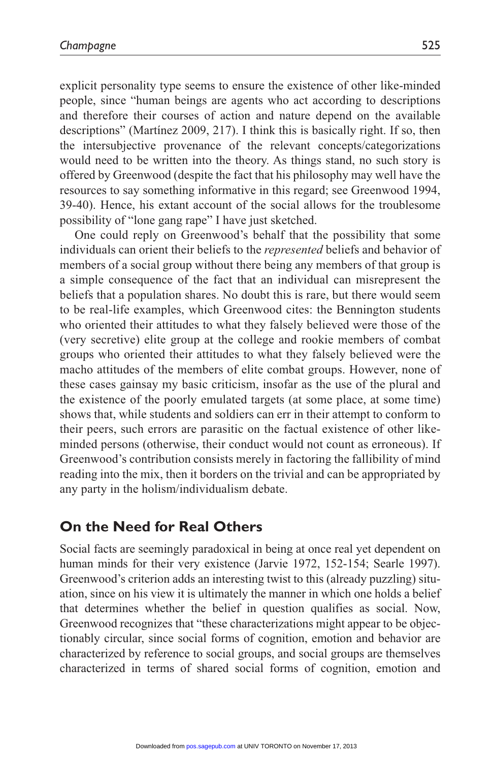explicit personality type seems to ensure the existence of other like-minded people, since "human beings are agents who act according to descriptions and therefore their courses of action and nature depend on the available descriptions" (Martínez 2009, 217). I think this is basically right. If so, then the intersubjective provenance of the relevant concepts/categorizations would need to be written into the theory. As things stand, no such story is offered by Greenwood (despite the fact that his philosophy may well have the resources to say something informative in this regard; see Greenwood 1994, 39-40). Hence, his extant account of the social allows for the troublesome possibility of "lone gang rape" I have just sketched.

One could reply on Greenwood's behalf that the possibility that some individuals can orient their beliefs to the *represented* beliefs and behavior of members of a social group without there being any members of that group is a simple consequence of the fact that an individual can misrepresent the beliefs that a population shares. No doubt this is rare, but there would seem to be real-life examples, which Greenwood cites: the Bennington students who oriented their attitudes to what they falsely believed were those of the (very secretive) elite group at the college and rookie members of combat groups who oriented their attitudes to what they falsely believed were the macho attitudes of the members of elite combat groups. However, none of these cases gainsay my basic criticism, insofar as the use of the plural and the existence of the poorly emulated targets (at some place, at some time) shows that, while students and soldiers can err in their attempt to conform to their peers, such errors are parasitic on the factual existence of other like-minded persons (otherwise, their conduct would not count as erroneous). If Greenwood's contribution consists merely in factoring the fallibility of mind reading into the mix, then it borders on the trivial and can be appropriated by any party in the holism/individualism debate.

## On the Need for Real Others

Social facts are seemingly paradoxical in being at once real yet dependent on human minds for their very existence (Jarvie 1972, 152-154; Searle 1997). Greenwood's criterion adds an interesting twist to this (already puzzling) situation, since on his view it is ultimately the manner in which one holds a belief that determines whether the belief in question qualifies as social. Now, Greenwood recognizes that "these characterizations might appear to be objectionably circular, since social forms of cognition, emotion and behavior are characterized by reference to social groups, and social groups are themselves characterized in terms of shared social forms of cognition, emotion and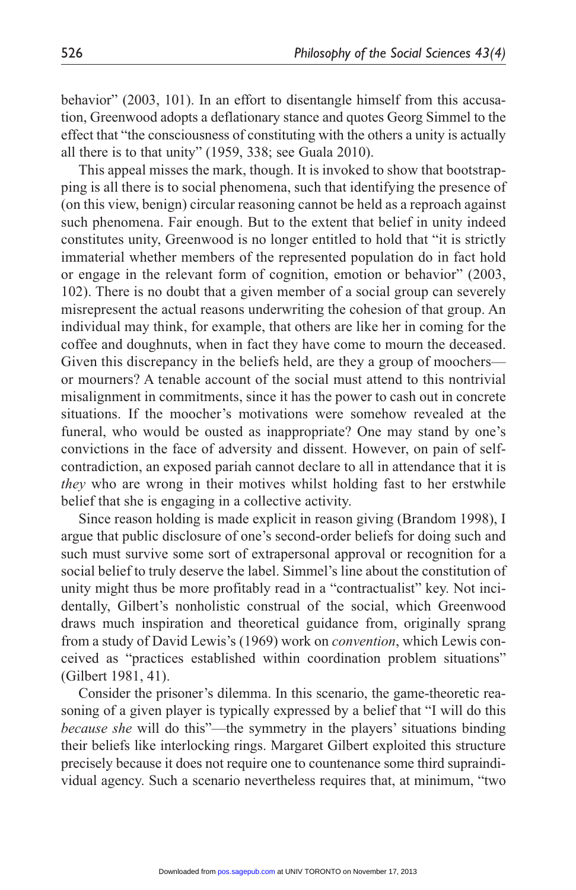behavior" (2003, 101). In an effort to disentangle himself from this accusation, Greenwood adopts a deflationary stance and quotes Georg Simmel to the effect that "the consciousness of constituting with the others a unity is actually all there is to that unity" (1959, 338; see Guala 2010).

This appeal misses the mark, though. It is invoked to show that bootstrapping is all there is to social phenomena, such that identifying the presence of (on this view, benign) circular reasoning cannot be held as a reproach against such phenomena. Fair enough. But to the extent that belief in unity indeed constitutes unity, Greenwood is no longer entitled to hold that "it is strictly immaterial whether members of the represented population do in fact hold or engage in the relevant form of cognition, emotion or behavior" (2003, 102). There is no doubt that a given member of a social group can severely misrepresent the actual reasons underwriting the cohesion of that group. An individual may think, for example, that others are like her in coming for the coffee and doughnuts, when in fact they have come to mourn the deceased. Given this discrepancy in the beliefs held, are they a group of moochers—or mourners? A tenable account of the social must attend to this nontrivial misalignment in commitments, since it has the power to cash out in concrete situations. If the moocher's motivations were somehow revealed at the funeral, who would be ousted as inappropriate? One may stand by one's convictions in the face of adversity and dissent. However, on pain of self-contradiction, an exposed pariah cannot declare to all in attendance that it is *they* who are wrong in their motives whilst holding fast to her erstwhile belief that she is engaging in a collective activity.

Since reason holding is made explicit in reason giving (Brandom 1998), I argue that public disclosure of one's second-order beliefs for doing such and such must survive some sort of extrapersonal approval or recognition for a social belief to truly deserve the label. Simmel's line about the constitution of unity might thus be more profitably read in a "contractualist" key. Not incidentally, Gilbert's nonholistic construal of the social, which Greenwood draws much inspiration and theoretical guidance from, originally sprang from a study of David Lewis's (1969) work on *convention*, which Lewis conceived as "practices established within coordination problem situations" (Gilbert 1981, 41).

Consider the prisoner's dilemma. In this scenario, the game-theoretic reasoning of a given player is typically expressed by a belief that "I will do this *because she* will do this"—the symmetry in the players' situations binding their beliefs like interlocking rings. Margaret Gilbert exploited this structure precisely because it does not require one to countenance some third supraindividual agency. Such a scenario nevertheless requires that, at minimum, "two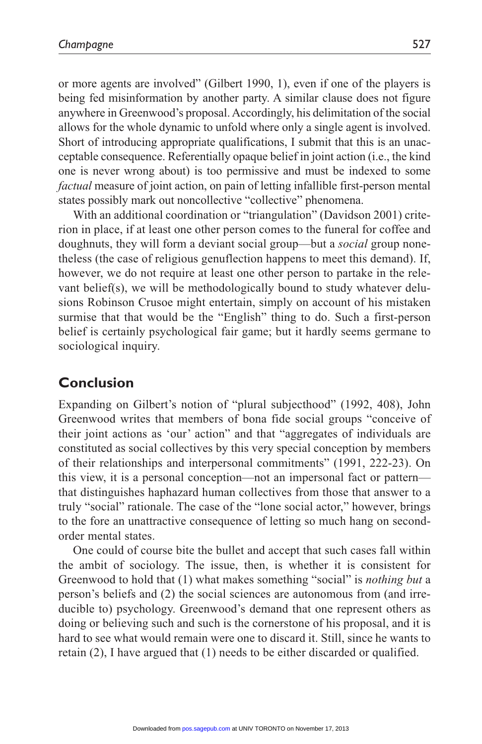or more agents are involved" (Gilbert 1990, 1), even if one of the players is being fed misinformation by another party. A similar clause does not figure anywhere in Greenwood's proposal. Accordingly, his delimitation of the social allows for the whole dynamic to unfold where only a single agent is involved. Short of introducing appropriate qualifications, I submit that this is an unacceptable consequence. Referentially opaque belief in joint action (i.e., the kind one is never wrong about) is too permissive and must be indexed to some *factual* measure of joint action, on pain of letting infallible first-person mental states possibly mark out noncollective "collective" phenomena.

With an additional coordination or "triangulation" (Davidson 2001) criterion in place, if at least one other person comes to the funeral for coffee and doughnuts, they will form a deviant social group—but a *social* group nonetheless (the case of religious genuflection happens to meet this demand). If, however, we do not require at least one other person to partake in the relevant belief(s), we will be methodologically bound to study whatever delusions Robinson Crusoe might entertain, simply on account of his mistaken surmise that that would be the "English" thing to do. Such a first-person belief is certainly psychological fair game; but it hardly seems germane to sociological inquiry.

## Conclusion

Expanding on Gilbert's notion of "plural subjecthood" (1992, 408), John Greenwood writes that members of bona fide social groups "conceive of their joint actions as 'our' action" and that "aggregates of individuals are constituted as social collectives by this very special conception by members of their relationships and interpersonal commitments" (1991, 222-23). On this view, it is a personal conception—not an impersonal fact or pattern—that distinguishes haphazard human collectives from those that answer to a truly "social" rationale. The case of the "lone social actor," however, brings to the fore an unattractive consequence of letting so much hang on second-order mental states.

One could of course bite the bullet and accept that such cases fall within the ambit of sociology. The issue, then, is whether it is consistent for Greenwood to hold that (1) what makes something "social" is *nothing but* a person's beliefs and (2) the social sciences are autonomous from (and irreducible to) psychology. Greenwood's demand that one represent others as doing or believing such and such is the cornerstone of his proposal, and it is hard to see what would remain were one to discard it. Still, since he wants to retain (2), I have argued that (1) needs to be either discarded or qualified.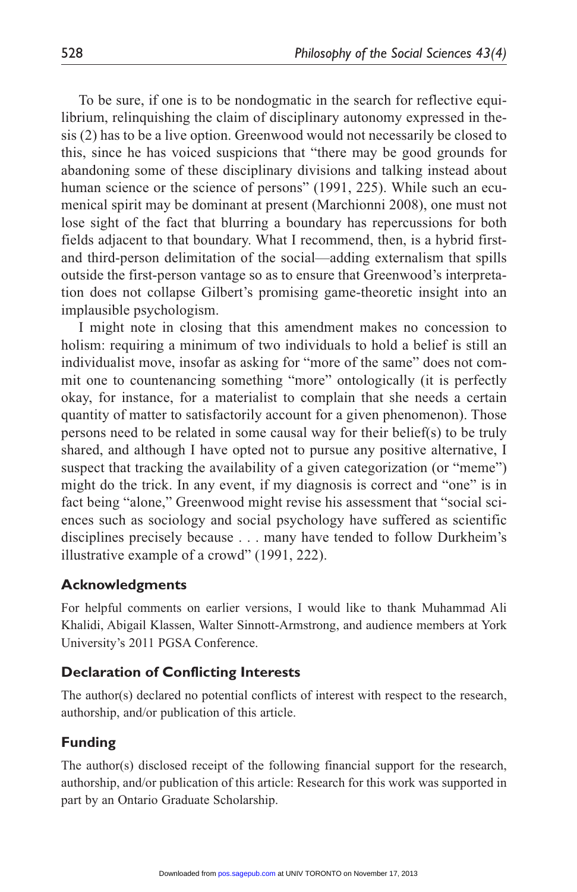To be sure, if one is to be nondogmatic in the search for reflective equilibrium, relinquishing the claim of disciplinary autonomy expressed in thesis (2) has to be a live option. Greenwood would not necessarily be closed to this, since he has voiced suspicions that "there may be good grounds for abandoning some of these disciplinary divisions and talking instead about human science or the science of persons" (1991, 225). While such an ecumenical spirit may be dominant at present (Marchionni 2008), one must not lose sight of the fact that blurring a boundary has repercussions for both fields adjacent to that boundary. What I recommend, then, is a hybrid first- and third-person delimitation of the social—adding externalism that spills outside the first-person vantage so as to ensure that Greenwood's interpretation does not collapse Gilbert's promising game-theoretic insight into an implausible psychologism.

I might note in closing that this amendment makes no concession to holism: requiring a minimum of two individuals to hold a belief is still an individualist move, insofar as asking for "more of the same" does not commit one to countenancing something "more" ontologically (it is perfectly okay, for instance, for a materialist to complain that she needs a certain quantity of matter to satisfactorily account for a given phenomenon). Those persons need to be related in some causal way for their belief(s) to be truly shared, and although I have opted not to pursue any positive alternative, I suspect that tracking the availability of a given categorization (or "meme") might do the trick. In any event, if my diagnosis is correct and "one" is in fact being "alone," Greenwood might revise his assessment that "social sciences such as sociology and social psychology have suffered as scientific disciplines precisely because . . . many have tended to follow Durkheim's illustrative example of a crowd" (1991, 222).

## Acknowledgments

For helpful comments on earlier versions, I would like to thank Muhammad Ali Khalidi, Abigail Klassen, Walter Sinnott-Armstrong, and audience members at York University's 2011 PGSA Conference.

## Declaration of Conflicting Interests

The author(s) declared no potential conflicts of interest with respect to the research, authorship, and/or publication of this article.

## Funding

The author(s) disclosed receipt of the following financial support for the research, authorship, and/or publication of this article: Research for this work was supported in part by an Ontario Graduate Scholarship.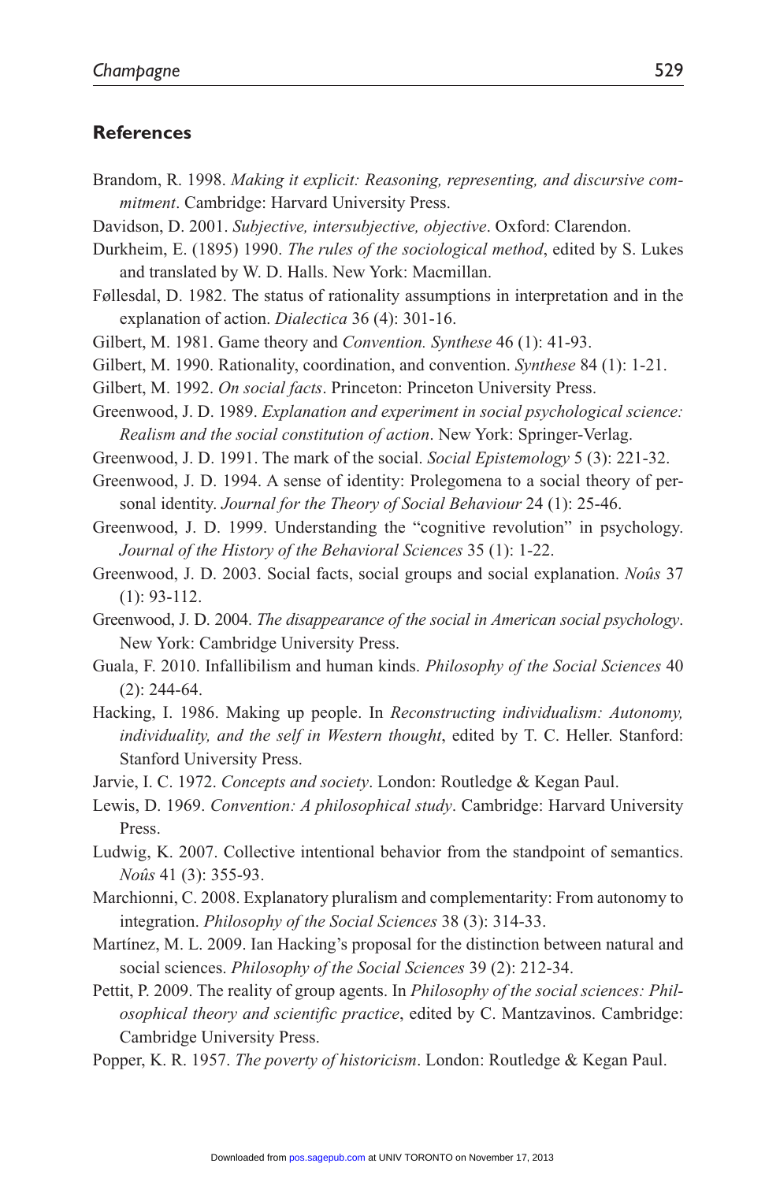## References

Brandom, R. 1998. *Making it explicit: Reasoning, representing, and discursive commitment*. Cambridge: Harvard University Press.

Davidson, D. 2001. *Subjective, intersubjective, objective*. Oxford: Clarendon.

Durkheim, E. (1895) 1990. *The rules of the sociological method*, edited by S. Lukes and translated by W. D. Halls. New York: Macmillan.

Føllesdal, D. 1982. The status of rationality assumptions in interpretation and in the explanation of action. *Dialectica* 36 (4): 301-16.

Gilbert, M. 1981. Game theory and *Convention. Synthese* 46 (1): 41-93.

Gilbert, M. 1990. Rationality, coordination, and convention. *Synthese* 84 (1): 1-21.

Gilbert, M. 1992. *On social facts*. Princeton: Princeton University Press.

Greenwood, J. D. 1989. *Explanation and experiment in social psychological science: Realism and the social constitution of action*. New York: Springer-Verlag.

Greenwood, J. D. 1991. The mark of the social. *Social Epistemology* 5 (3): 221-32.

Greenwood, J. D. 1994. A sense of identity: Prolegomena to a social theory of personal identity. *Journal for the Theory of Social Behaviour* 24 (1): 25-46.

Greenwood, J. D. 1999. Understanding the "cognitive revolution" in psychology. *Journal of the History of the Behavioral Sciences* 35 (1): 1-22.

Greenwood, J. D. 2003. Social facts, social groups and social explanation. *Noûs* 37 (1): 93-112.

Greenwood, J. D. 2004. *The disappearance of the social in American social psychology*. New York: Cambridge University Press.

Guala, F. 2010. Infallibilism and human kinds. *Philosophy of the Social Sciences* 40 (2): 244-64.

Hacking, I. 1986. Making up people. In *Reconstructing individualism: Autonomy, individuality, and the self in Western thought*, edited by T. C. Heller. Stanford: Stanford University Press.

Jarvie, I. C. 1972. *Concepts and society*. London: Routledge & Kegan Paul.

Lewis, D. 1969. *Convention: A philosophical study*. Cambridge: Harvard University Press.

Ludwig, K. 2007. Collective intentional behavior from the standpoint of semantics. *Noûs* 41 (3): 355-93.

Marchionni, C. 2008. Explanatory pluralism and complementarity: From autonomy to integration. *Philosophy of the Social Sciences* 38 (3): 314-33.

Martínez, M. L. 2009. Ian Hacking's proposal for the distinction between natural and social sciences. *Philosophy of the Social Sciences* 39 (2): 212-34.

Pettit, P. 2009. The reality of group agents. In *Philosophy of the social sciences: Philosophical theory and scientific practice*, edited by C. Mantzavinos. Cambridge: Cambridge University Press.

Popper, K. R. 1957. *The poverty of historicism*. London: Routledge & Kegan Paul.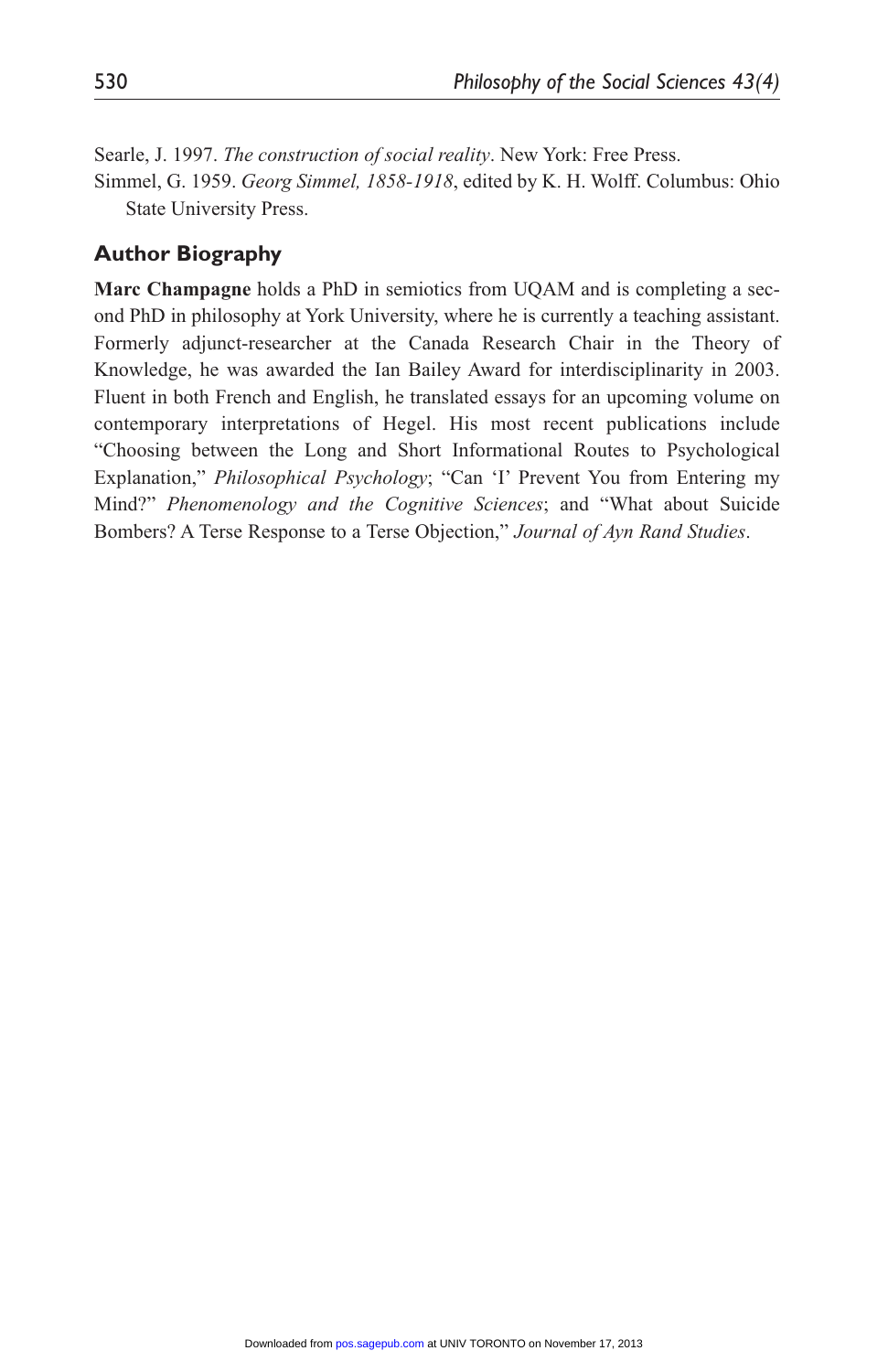Searle, J. 1997. *The construction of social reality*. New York: Free Press.

Simmel, G. 1959. *Georg Simmel, 1858-1918*, edited by K. H. Wolff. Columbus: Ohio State University Press.

## Author Biography

**Marc Champagne** holds a PhD in semiotics from UQAM and is completing a second PhD in philosophy at York University, where he is currently a teaching assistant. Formerly adjunct-researcher at the Canada Research Chair in the Theory of Knowledge, he was awarded the Ian Bailey Award for interdisciplinarity in 2003. Fluent in both French and English, he translated essays for an upcoming volume on contemporary interpretations of Hegel. His most recent publications include "Choosing between the Long and Short Informational Routes to Psychological Explanation," *Philosophical Psychology*; "Can 'I' Prevent You from Entering my Mind?" *Phenomenology and the Cognitive Sciences*; and "What about Suicide Bombers? A Terse Response to a Terse Objection," *Journal of Ayn Rand Studies*.